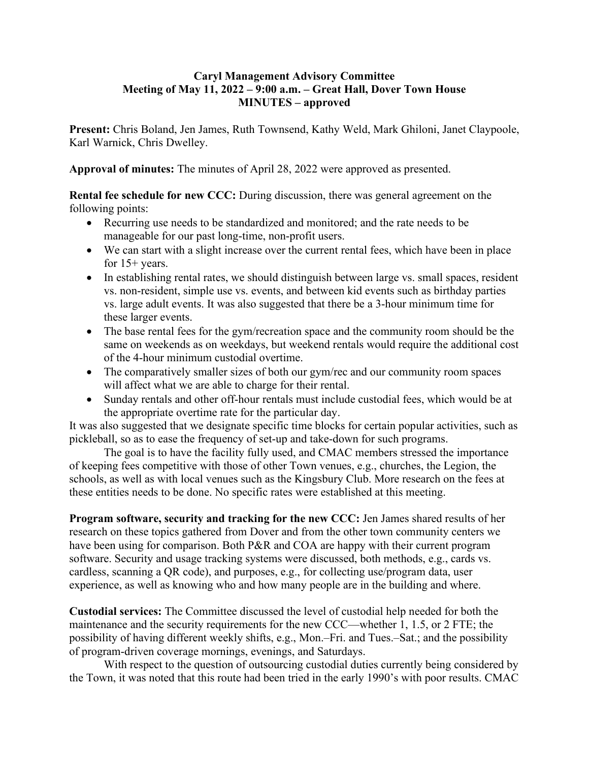**Caryl Management Advisory Committee**
**Meeting of May 11, 2022 – 9:00 a.m. – Great Hall, Dover Town House**
**MINUTES – approved**

**Present:** Chris Boland, Jen James, Ruth Townsend, Kathy Weld, Mark Ghiloni, Janet Claypoole, Karl Warnick, Chris Dwelley.

**Approval of minutes:** The minutes of April 28, 2022 were approved as presented.

**Rental fee schedule for new CCC:** During discussion, there was general agreement on the following points:

- Recurring use needs to be standardized and monitored; and the rate needs to be manageable for our past long-time, non-profit users.
- We can start with a slight increase over the current rental fees, which have been in place for 15+ years.
- In establishing rental rates, we should distinguish between large vs. small spaces, resident vs. non-resident, simple use vs. events, and between kid events such as birthday parties vs. large adult events. It was also suggested that there be a 3-hour minimum time for these larger events.
- The base rental fees for the gym/recreation space and the community room should be the same on weekends as on weekdays, but weekend rentals would require the additional cost of the 4-hour minimum custodial overtime.
- The comparatively smaller sizes of both our gym/rec and our community room spaces will affect what we are able to charge for their rental.
- Sunday rentals and other off-hour rentals must include custodial fees, which would be at the appropriate overtime rate for the particular day.

It was also suggested that we designate specific time blocks for certain popular activities, such as pickleball, so as to ease the frequency of set-up and take-down for such programs.

The goal is to have the facility fully used, and CMAC members stressed the importance of keeping fees competitive with those of other Town venues, e.g., churches, the Legion, the schools, as well as with local venues such as the Kingsbury Club. More research on the fees at these entities needs to be done. No specific rates were established at this meeting.

**Program software, security and tracking for the new CCC:** Jen James shared results of her research on these topics gathered from Dover and from the other town community centers we have been using for comparison. Both P&R and COA are happy with their current program software. Security and usage tracking systems were discussed, both methods, e.g., cards vs. cardless, scanning a QR code), and purposes, e.g., for collecting use/program data, user experience, as well as knowing who and how many people are in the building and where.

**Custodial services:** The Committee discussed the level of custodial help needed for both the maintenance and the security requirements for the new CCC—whether 1, 1.5, or 2 FTE; the possibility of having different weekly shifts, e.g., Mon.–Fri. and Tues.–Sat.; and the possibility of program-driven coverage mornings, evenings, and Saturdays.

With respect to the question of outsourcing custodial duties currently being considered by the Town, it was noted that this route had been tried in the early 1990's with poor results. CMAC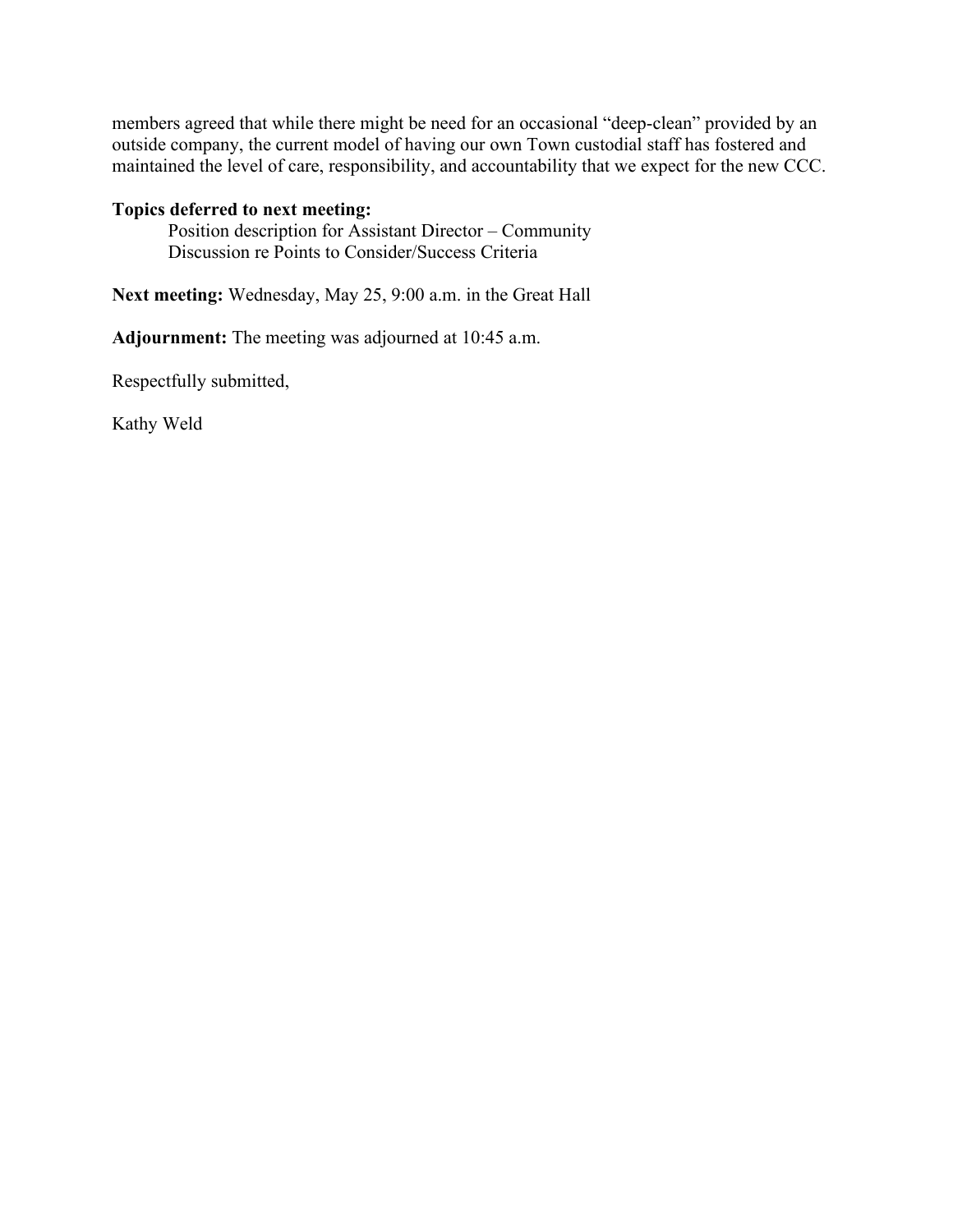members agreed that while there might be need for an occasional "deep-clean" provided by an outside company, the current model of having our own Town custodial staff has fostered and maintained the level of care, responsibility, and accountability that we expect for the new CCC.

**Topics deferred to next meeting:**

Position description for Assistant Director – Community
Discussion re Points to Consider/Success Criteria

**Next meeting:** Wednesday, May 25, 9:00 a.m. in the Great Hall

**Adjournment:** The meeting was adjourned at 10:45 a.m.

Respectfully submitted,

Kathy Weld